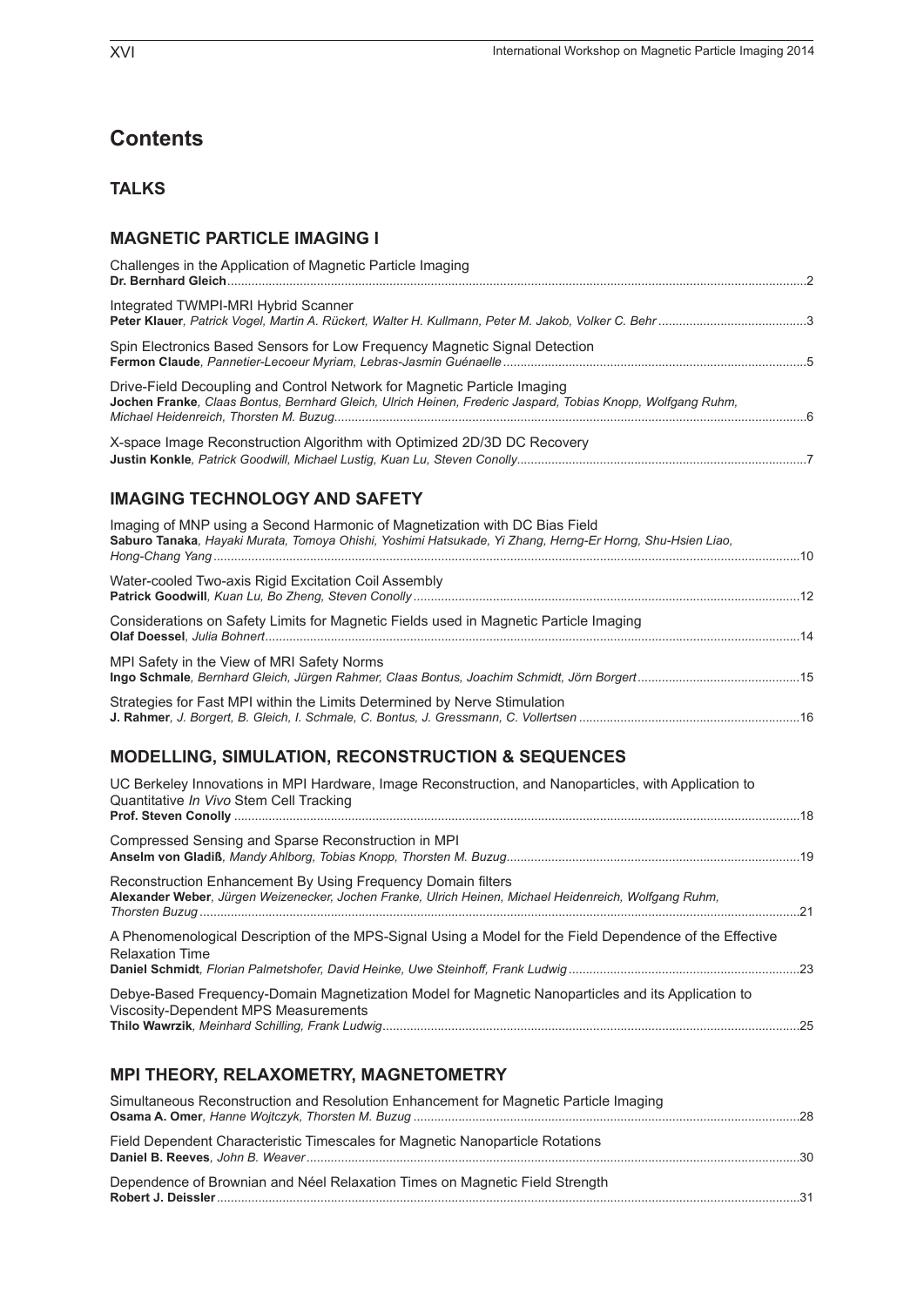# Contents

## TALKS

### MAGNETIC PARTICLE IMAGING I

Challenges in the Application of Magnetic Particle Imaging
**Dr. Bernhard Gleich** ........ 2

Integrated TWMPI-MRI Hybrid Scanner
**Peter Klauer**, *Patrick Vogel, Martin A. Rückert, Walter H. Kullmann, Peter M. Jakob, Volker C. Behr* ........ 3

Spin Electronics Based Sensors for Low Frequency Magnetic Signal Detection
**Fermon Claude**, *Pannetier-Lecoeur Myriam, Lebras-Jasmin Guénaelle* ........ 5

Drive-Field Decoupling and Control Network for Magnetic Particle Imaging
**Jochen Franke**, *Claas Bontus, Bernhard Gleich, Ulrich Heinen, Frederic Jaspard, Tobias Knopp, Wolfgang Ruhm, Michael Heidenreich, Thorsten M. Buzug* ........ 6

X-space Image Reconstruction Algorithm with Optimized 2D/3D DC Recovery
**Justin Konkle**, *Patrick Goodwill, Michael Lustig, Kuan Lu, Steven Conolly* ........ 7

### IMAGING TECHNOLOGY AND SAFETY

Imaging of MNP using a Second Harmonic of Magnetization with DC Bias Field
**Saburo Tanaka**, *Hayaki Murata, Tomoya Ohishi, Yoshimi Hatsukade, Yi Zhang, Herng-Er Horng, Shu-Hsien Liao, Hong-Chang Yang* ........ 10

Water-cooled Two-axis Rigid Excitation Coil Assembly
**Patrick Goodwill**, *Kuan Lu, Bo Zheng, Steven Conolly* ........ 12

Considerations on Safety Limits for Magnetic Fields used in Magnetic Particle Imaging
**Olaf Doessel**, *Julia Bohnert* ........ 14

MPI Safety in the View of MRI Safety Norms
**Ingo Schmale**, *Bernhard Gleich, Jürgen Rahmer, Claas Bontus, Joachim Schmidt, Jörn Borgert* ........ 15

Strategies for Fast MPI within the Limits Determined by Nerve Stimulation
**J. Rahmer**, *J. Borgert, B. Gleich, I. Schmale, C. Bontus, J. Gressmann, C. Vollertsen* ........ 16

### MODELLING, SIMULATION, RECONSTRUCTION & SEQUENCES

UC Berkeley Innovations in MPI Hardware, Image Reconstruction, and Nanoparticles, with Application to Quantitative *In Vivo* Stem Cell Tracking
**Prof. Steven Conolly** ........ 18

Compressed Sensing and Sparse Reconstruction in MPI
**Anselm von Gladiß**, *Mandy Ahlborg, Tobias Knopp, Thorsten M. Buzug* ........ 19

Reconstruction Enhancement By Using Frequency Domain filters
**Alexander Weber**, *Jürgen Weizenecker, Jochen Franke, Ulrich Heinen, Michael Heidenreich, Wolfgang Ruhm, Thorsten Buzug* ........ 21

A Phenomenological Description of the MPS-Signal Using a Model for the Field Dependence of the Effective Relaxation Time
**Daniel Schmidt**, *Florian Palmetshofer, David Heinke, Uwe Steinhoff, Frank Ludwig* ........ 23

Debye-Based Frequency-Domain Magnetization Model for Magnetic Nanoparticles and its Application to Viscosity-Dependent MPS Measurements
**Thilo Wawrzik**, *Meinhard Schilling, Frank Ludwig* ........ 25

### MPI THEORY, RELAXOMETRY, MAGNETOMETRY

Simultaneous Reconstruction and Resolution Enhancement for Magnetic Particle Imaging
**Osama A. Omer**, *Hanne Wojtczyk, Thorsten M. Buzug* ........ 28

Field Dependent Characteristic Timescales for Magnetic Nanoparticle Rotations
**Daniel B. Reeves**, *John B. Weaver* ........ 30

Dependence of Brownian and Néel Relaxation Times on Magnetic Field Strength
**Robert J. Deissler** ........ 31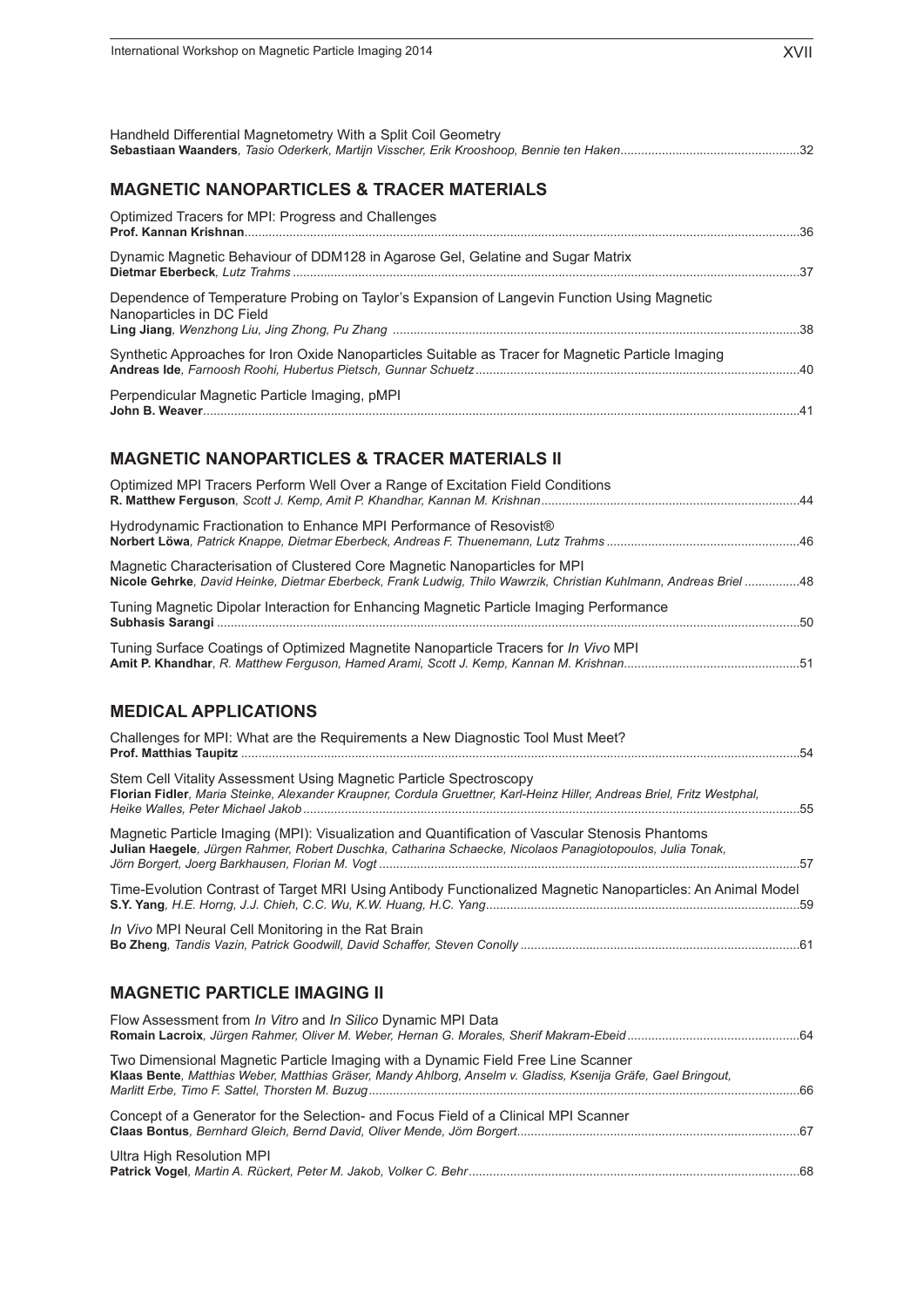Handheld Differential Magnetometry With a Split Coil Geometry
**Sebastiaan Waanders**, *Tasio Oderkerk, Martijn Visscher, Erik Krooshoop, Bennie ten Haken*...32

## MAGNETIC NANOPARTICLES & TRACER MATERIALS

Optimized Tracers for MPI: Progress and Challenges
**Prof. Kannan Krishnan**...36

Dynamic Magnetic Behaviour of DDM128 in Agarose Gel, Gelatine and Sugar Matrix
**Dietmar Eberbeck**, *Lutz Trahms*...37

Dependence of Temperature Probing on Taylor's Expansion of Langevin Function Using Magnetic Nanoparticles in DC Field
**Ling Jiang**, *Wenzhong Liu, Jing Zhong, Pu Zhang*...38

Synthetic Approaches for Iron Oxide Nanoparticles Suitable as Tracer for Magnetic Particle Imaging
**Andreas Ide**, *Farnoosh Roohi, Hubertus Pietsch, Gunnar Schuetz*...40

Perpendicular Magnetic Particle Imaging, pMPI
**John B. Weaver**...41

## MAGNETIC NANOPARTICLES & TRACER MATERIALS II

Optimized MPI Tracers Perform Well Over a Range of Excitation Field Conditions
**R. Matthew Ferguson**, *Scott J. Kemp, Amit P. Khandhar, Kannan M. Krishnan*...44

Hydrodynamic Fractionation to Enhance MPI Performance of Resovist®
**Norbert Löwa**, *Patrick Knappe, Dietmar Eberbeck, Andreas F. Thuenemann, Lutz Trahms*...46

Magnetic Characterisation of Clustered Core Magnetic Nanoparticles for MPI
**Nicole Gehrke**, *David Heinke, Dietmar Eberbeck, Frank Ludwig, Thilo Wawrzik, Christian Kuhlmann, Andreas Briel*...48

Tuning Magnetic Dipolar Interaction for Enhancing Magnetic Particle Imaging Performance
**Subhasis Sarangi**...50

Tuning Surface Coatings of Optimized Magnetite Nanoparticle Tracers for *In Vivo* MPI
**Amit P. Khandhar**, *R. Matthew Ferguson, Hamed Arami, Scott J. Kemp, Kannan M. Krishnan*...51

## MEDICAL APPLICATIONS

Challenges for MPI: What are the Requirements a New Diagnostic Tool Must Meet?
**Prof. Matthias Taupitz**...54

Stem Cell Vitality Assessment Using Magnetic Particle Spectroscopy
**Florian Fidler**, *Maria Steinke, Alexander Kraupner, Cordula Gruettner, Karl-Heinz Hiller, Andreas Briel, Fritz Westphal, Heike Walles, Peter Michael Jakob*...55

Magnetic Particle Imaging (MPI): Visualization and Quantification of Vascular Stenosis Phantoms
**Julian Haegele**, *Jürgen Rahmer, Robert Duschka, Catharina Schaecke, Nicolaos Panagiotopoulos, Julia Tonak, Jörn Borgert, Joerg Barkhausen, Florian M. Vogt*...57

Time-Evolution Contrast of Target MRI Using Antibody Functionalized Magnetic Nanoparticles: An Animal Model
**S.Y. Yang**, *H.E. Horng, J.J. Chieh, C.C. Wu, K.W. Huang, H.C. Yang*...59

*In Vivo* MPI Neural Cell Monitoring in the Rat Brain
**Bo Zheng**, *Tandis Vazin, Patrick Goodwill, David Schaffer, Steven Conolly*...61

## MAGNETIC PARTICLE IMAGING II

Flow Assessment from *In Vitro* and *In Silico* Dynamic MPI Data
**Romain Lacroix**, *Jürgen Rahmer, Oliver M. Weber, Hernan G. Morales, Sherif Makram-Ebeid*...64

Two Dimensional Magnetic Particle Imaging with a Dynamic Field Free Line Scanner
**Klaas Bente**, *Matthias Weber, Matthias Gräser, Mandy Ahlborg, Anselm v. Gladiss, Ksenija Gräfe, Gael Bringout, Marlitt Erbe, Timo F. Sattel, Thorsten M. Buzug*...66

Concept of a Generator for the Selection- and Focus Field of a Clinical MPI Scanner
**Claas Bontus**, *Bernhard Gleich, Bernd David, Oliver Mende, Jörn Borgert*...67

Ultra High Resolution MPI
**Patrick Vogel**, *Martin A. Rückert, Peter M. Jakob, Volker C. Behr*...68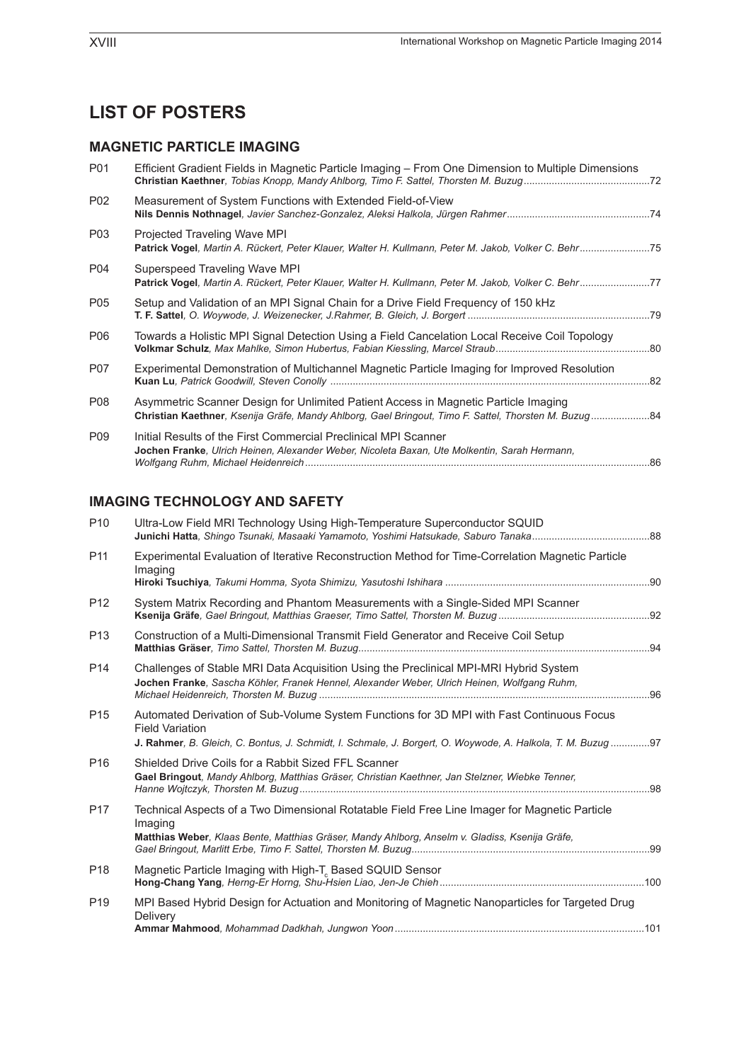# LIST OF POSTERS

## MAGNETIC PARTICLE IMAGING

P01 Efficient Gradient Fields in Magnetic Particle Imaging – From One Dimension to Multiple Dimensions
**Christian Kaethner**, *Tobias Knopp, Mandy Ahlborg, Timo F. Sattel, Thorsten M. Buzug* ....72

P02 Measurement of System Functions with Extended Field-of-View
**Nils Dennis Nothnagel**, *Javier Sanchez-Gonzalez, Aleksi Halkola, Jürgen Rahmer* ....74

P03 Projected Traveling Wave MPI
**Patrick Vogel**, *Martin A. Rückert, Peter Klauer, Walter H. Kullmann, Peter M. Jakob, Volker C. Behr* ....75

P04 Superspeed Traveling Wave MPI
**Patrick Vogel**, *Martin A. Rückert, Peter Klauer, Walter H. Kullmann, Peter M. Jakob, Volker C. Behr* ....77

P05 Setup and Validation of an MPI Signal Chain for a Drive Field Frequency of 150 kHz
**T. F. Sattel**, *O. Woywode, J. Weizenecker, J.Rahmer, B. Gleich, J. Borgert* ....79

P06 Towards a Holistic MPI Signal Detection Using a Field Cancelation Local Receive Coil Topology
**Volkmar Schulz**, *Max Mahlke, Simon Hubertus, Fabian Kiessling, Marcel Straub* ....80

P07 Experimental Demonstration of Multichannel Magnetic Particle Imaging for Improved Resolution
**Kuan Lu**, *Patrick Goodwill, Steven Conolly* ....82

P08 Asymmetric Scanner Design for Unlimited Patient Access in Magnetic Particle Imaging
**Christian Kaethner**, *Ksenija Gräfe, Mandy Ahlborg, Gael Bringout, Timo F. Sattel, Thorsten M. Buzug* ....84

P09 Initial Results of the First Commercial Preclinical MPI Scanner
**Jochen Franke**, *Ulrich Heinen, Alexander Weber, Nicoleta Baxan, Ute Molkentin, Sarah Hermann, Wolfgang Ruhm, Michael Heidenreich* ....86

## IMAGING TECHNOLOGY AND SAFETY

P10 Ultra-Low Field MRI Technology Using High-Temperature Superconductor SQUID
**Junichi Hatta**, *Shingo Tsunaki, Masaaki Yamamoto, Yoshimi Hatsukade, Saburo Tanaka* ....88

P11 Experimental Evaluation of Iterative Reconstruction Method for Time-Correlation Magnetic Particle Imaging
**Hiroki Tsuchiya**, *Takumi Homma, Syota Shimizu, Yasutoshi Ishihara* ....90

P12 System Matrix Recording and Phantom Measurements with a Single-Sided MPI Scanner
**Ksenija Gräfe**, *Gael Bringout, Matthias Graeser, Timo Sattel, Thorsten M. Buzug* ....92

P13 Construction of a Multi-Dimensional Transmit Field Generator and Receive Coil Setup
**Matthias Gräser**, *Timo Sattel, Thorsten M. Buzug* ....94

P14 Challenges of Stable MRI Data Acquisition Using the Preclinical MPI-MRI Hybrid System
**Jochen Franke**, *Sascha Köhler, Franek Hennel, Alexander Weber, Ulrich Heinen, Wolfgang Ruhm, Michael Heidenreich, Thorsten M. Buzug* ....96

P15 Automated Derivation of Sub-Volume System Functions for 3D MPI with Fast Continuous Focus Field Variation
**J. Rahmer**, *B. Gleich, C. Bontus, J. Schmidt, I. Schmale, J. Borgert, O. Woywode, A. Halkola, T. M. Buzug* ....97

P16 Shielded Drive Coils for a Rabbit Sized FFL Scanner
**Gael Bringout**, *Mandy Ahlborg, Matthias Gräser, Christian Kaethner, Jan Stelzner, Wiebke Tenner, Hanne Wojtczyk, Thorsten M. Buzug* ....98

P17 Technical Aspects of a Two Dimensional Rotatable Field Free Line Imager for Magnetic Particle Imaging
**Matthias Weber**, *Klaas Bente, Matthias Gräser, Mandy Ahlborg, Anselm v. Gladiss, Ksenija Gräfe, Gael Bringout, Marlitt Erbe, Timo F. Sattel, Thorsten M. Buzug* ....99

P18 Magnetic Particle Imaging with High-$T_c$ Based SQUID Sensor
**Hong-Chang Yang**, *Herng-Er Horng, Shu-Hsien Liao, Jen-Je Chieh* ....100

P19 MPI Based Hybrid Design for Actuation and Monitoring of Magnetic Nanoparticles for Targeted Drug Delivery
**Ammar Mahmood**, *Mohammad Dadkhah, Jungwon Yoon* ....101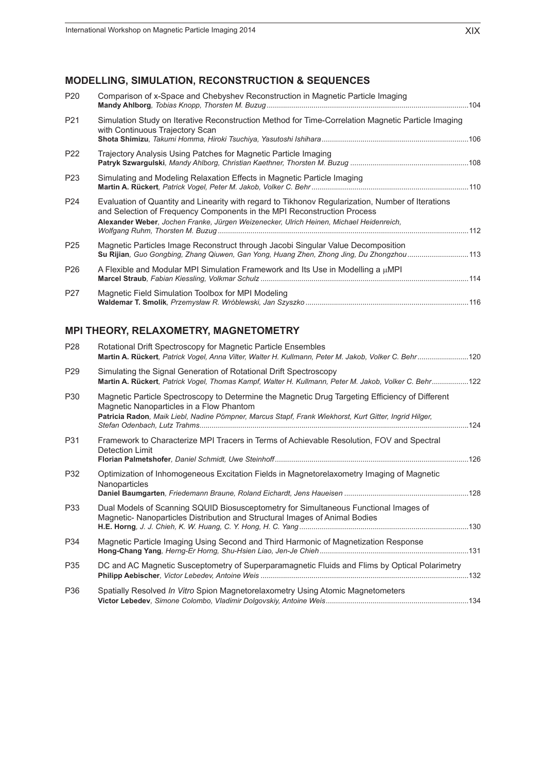## MODELLING, SIMULATION, RECONSTRUCTION & SEQUENCES

P20 Comparison of x-Space and Chebyshev Reconstruction in Magnetic Particle Imaging
**Mandy Ahlborg**, *Tobias Knopp, Thorsten M. Buzug* ... 104

P21 Simulation Study on Iterative Reconstruction Method for Time-Correlation Magnetic Particle Imaging with Continuous Trajectory Scan
**Shota Shimizu**, *Takumi Homma, Hiroki Tsuchiya, Yasutoshi Ishihara* ... 106

P22 Trajectory Analysis Using Patches for Magnetic Particle Imaging
**Patryk Szwargulski**, *Mandy Ahlborg, Christian Kaethner, Thorsten M. Buzug* ... 108

P23 Simulating and Modeling Relaxation Effects in Magnetic Particle Imaging
**Martin A. Rückert**, *Patrick Vogel, Peter M. Jakob, Volker C. Behr* ... 110

P24 Evaluation of Quantity and Linearity with regard to Tikhonov Regularization, Number of Iterations and Selection of Frequency Components in the MPI Reconstruction Process
**Alexander Weber**, *Jochen Franke, Jürgen Weizenecker, Ulrich Heinen, Michael Heidenreich, Wolfgang Ruhm, Thorsten M. Buzug* ... 112

P25 Magnetic Particles Image Reconstruct through Jacobi Singular Value Decomposition
**Su Rijian**, *Guo Gongbing, Zhang Qiuwen, Gan Yong, Huang Zhen, Zhong Jing, Du Zhongzhou* ... 113

P26 A Flexible and Modular MPI Simulation Framework and Its Use in Modelling a μMPI
**Marcel Straub**, *Fabian Kiessling, Volkmar Schulz* ... 114

P27 Magnetic Field Simulation Toolbox for MPI Modeling
**Waldemar T. Smolik**, *Przemysław R. Wróblewski, Jan Szyszko* ... 116

## MPI THEORY, RELAXOMETRY, MAGNETOMETRY

P28 Rotational Drift Spectroscopy for Magnetic Particle Ensembles
**Martin A. Rückert**, *Patrick Vogel, Anna Vilter, Walter H. Kullmann, Peter M. Jakob, Volker C. Behr* ... 120

P29 Simulating the Signal Generation of Rotational Drift Spectroscopy
**Martin A. Rückert**, *Patrick Vogel, Thomas Kampf, Walter H. Kullmann, Peter M. Jakob, Volker C. Behr* ... 122

P30 Magnetic Particle Spectroscopy to Determine the Magnetic Drug Targeting Efficiency of Different Magnetic Nanoparticles in a Flow Phantom
**Patricia Radon**, *Maik Liebl, Nadine Pömpner, Marcus Stapf, Frank Wiekhorst, Kurt Gitter, Ingrid Hilger, Stefan Odenbach, Lutz Trahms* ... 124

P31 Framework to Characterize MPI Tracers in Terms of Achievable Resolution, FOV and Spectral Detection Limit
**Florian Palmetshofer**, *Daniel Schmidt, Uwe Steinhoff* ... 126

P32 Optimization of Inhomogeneous Excitation Fields in Magnetorelaxometry Imaging of Magnetic Nanoparticles
**Daniel Baumgarten**, *Friedemann Braune, Roland Eichardt, Jens Haueisen* ... 128

P33 Dual Models of Scanning SQUID Biosusceptometry for Simultaneous Functional Images of Magnetic- Nanoparticles Distribution and Structural Images of Animal Bodies
**H.E. Horng**, *J. J. Chieh, K. W. Huang, C. Y. Hong, H. C. Yang* ... 130

P34 Magnetic Particle Imaging Using Second and Third Harmonic of Magnetization Response
**Hong-Chang Yang**, *Herng-Er Horng, Shu-Hsien Liao, Jen-Je Chieh* ... 131

P35 DC and AC Magnetic Susceptometry of Superparamagnetic Fluids and Flims by Optical Polarimetry
**Philipp Aebischer**, *Victor Lebedev, Antoine Weis* ... 132

P36 Spatially Resolved *In Vitro* Spion Magnetorelaxometry Using Atomic Magnetometers
**Victor Lebedev**, *Simone Colombo, Vladimir Dolgovskiy, Antoine Weis* ... 134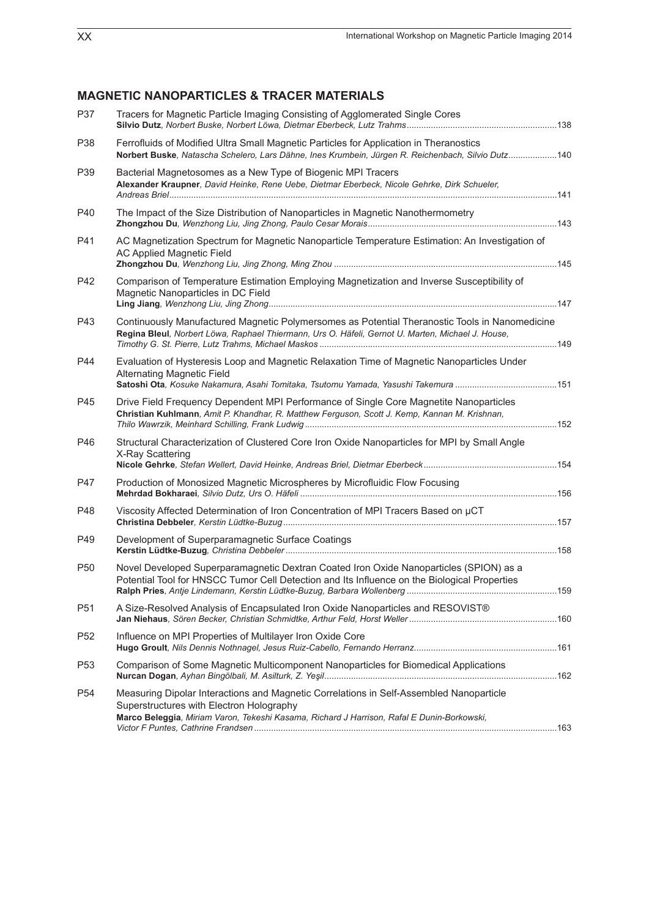## MAGNETIC NANOPARTICLES & TRACER MATERIALS

| | | |
|---|---|---|
| P37 | Tracers for Magnetic Particle Imaging Consisting of Agglomerated Single Cores<br>**Silvio Dutz**, *Norbert Buske, Norbert Löwa, Dietmar Eberbeck, Lutz Trahms* | 138 |
| P38 | Ferrofluids of Modified Ultra Small Magnetic Particles for Application in Theranostics<br>**Norbert Buske**, *Natascha Schelero, Lars Dähne, Ines Krumbein, Jürgen R. Reichenbach, Silvio Dutz* | 140 |
| P39 | Bacterial Magnetosomes as a New Type of Biogenic MPI Tracers<br>**Alexander Kraupner**, *David Heinke, Rene Uebe, Dietmar Eberbeck, Nicole Gehrke, Dirk Schueler, Andreas Briel* | 141 |
| P40 | The Impact of the Size Distribution of Nanoparticles in Magnetic Nanothermometry<br>**Zhongzhou Du**, *Wenzhong Liu, Jing Zhong, Paulo Cesar Morais* | 143 |
| P41 | AC Magnetization Spectrum for Magnetic Nanoparticle Temperature Estimation: An Investigation of AC Applied Magnetic Field<br>**Zhongzhou Du**, *Wenzhong Liu, Jing Zhong, Ming Zhou* | 145 |
| P42 | Comparison of Temperature Estimation Employing Magnetization and Inverse Susceptibility of Magnetic Nanoparticles in DC Field<br>**Ling Jiang**, *Wenzhong Liu, Jing Zhong* | 147 |
| P43 | Continuously Manufactured Magnetic Polymersomes as Potential Theranostic Tools in Nanomedicine<br>**Regina Bleul**, *Norbert Löwa, Raphael Thiermann, Urs O. Häfeli, Gernot U. Marten, Michael J. House, Timothy G. St. Pierre, Lutz Trahms, Michael Maskos* | 149 |
| P44 | Evaluation of Hysteresis Loop and Magnetic Relaxation Time of Magnetic Nanoparticles Under Alternating Magnetic Field<br>**Satoshi Ota**, *Kosuke Nakamura, Asahi Tomitaka, Tsutomu Yamada, Yasushi Takemura* | 151 |
| P45 | Drive Field Frequency Dependent MPI Performance of Single Core Magnetite Nanoparticles<br>**Christian Kuhlmann**, *Amit P. Khandhar, R. Matthew Ferguson, Scott J. Kemp, Kannan M. Krishnan, Thilo Wawrzik, Meinhard Schilling, Frank Ludwig* | 152 |
| P46 | Structural Characterization of Clustered Core Iron Oxide Nanoparticles for MPI by Small Angle X-Ray Scattering<br>**Nicole Gehrke**, *Stefan Wellert, David Heinke, Andreas Briel, Dietmar Eberbeck* | 154 |
| P47 | Production of Monosized Magnetic Microspheres by Microfluidic Flow Focusing<br>**Mehrdad Bokharaei**, *Silvio Dutz, Urs O. Häfeli* | 156 |
| P48 | Viscosity Affected Determination of Iron Concentration of MPI Tracers Based on µCT<br>**Christina Debbeler**, *Kerstin Lüdtke-Buzug* | 157 |
| P49 | Development of Superparamagnetic Surface Coatings<br>**Kerstin Lüdtke-Buzug**, *Christina Debbeler* | 158 |
| P50 | Novel Developed Superparamagnetic Dextran Coated Iron Oxide Nanoparticles (SPION) as a Potential Tool for HNSCC Tumor Cell Detection and Its Influence on the Biological Properties<br>**Ralph Pries**, *Antje Lindemann, Kerstin Lüdtke-Buzug, Barbara Wollenberg* | 159 |
| P51 | A Size-Resolved Analysis of Encapsulated Iron Oxide Nanoparticles and RESOVIST®<br>**Jan Niehaus**, *Sören Becker, Christian Schmidtke, Arthur Feld, Horst Weller* | 160 |
| P52 | Influence on MPI Properties of Multilayer Iron Oxide Core<br>**Hugo Groult**, *Nils Dennis Nothnagel, Jesus Ruiz-Cabello, Fernando Herranz* | 161 |
| P53 | Comparison of Some Magnetic Multicomponent Nanoparticles for Biomedical Applications<br>**Nurcan Dogan**, *Ayhan Bingölbali, M. Asilturk, Z. Yeşil* | 162 |
| P54 | Measuring Dipolar Interactions and Magnetic Correlations in Self-Assembled Nanoparticle Superstructures with Electron Holography<br>**Marco Beleggia**, *Miriam Varon, Tekeshi Kasama, Richard J Harrison, Rafal E Dunin-Borkowski, Victor F Puntes, Cathrine Frandsen* | 163 |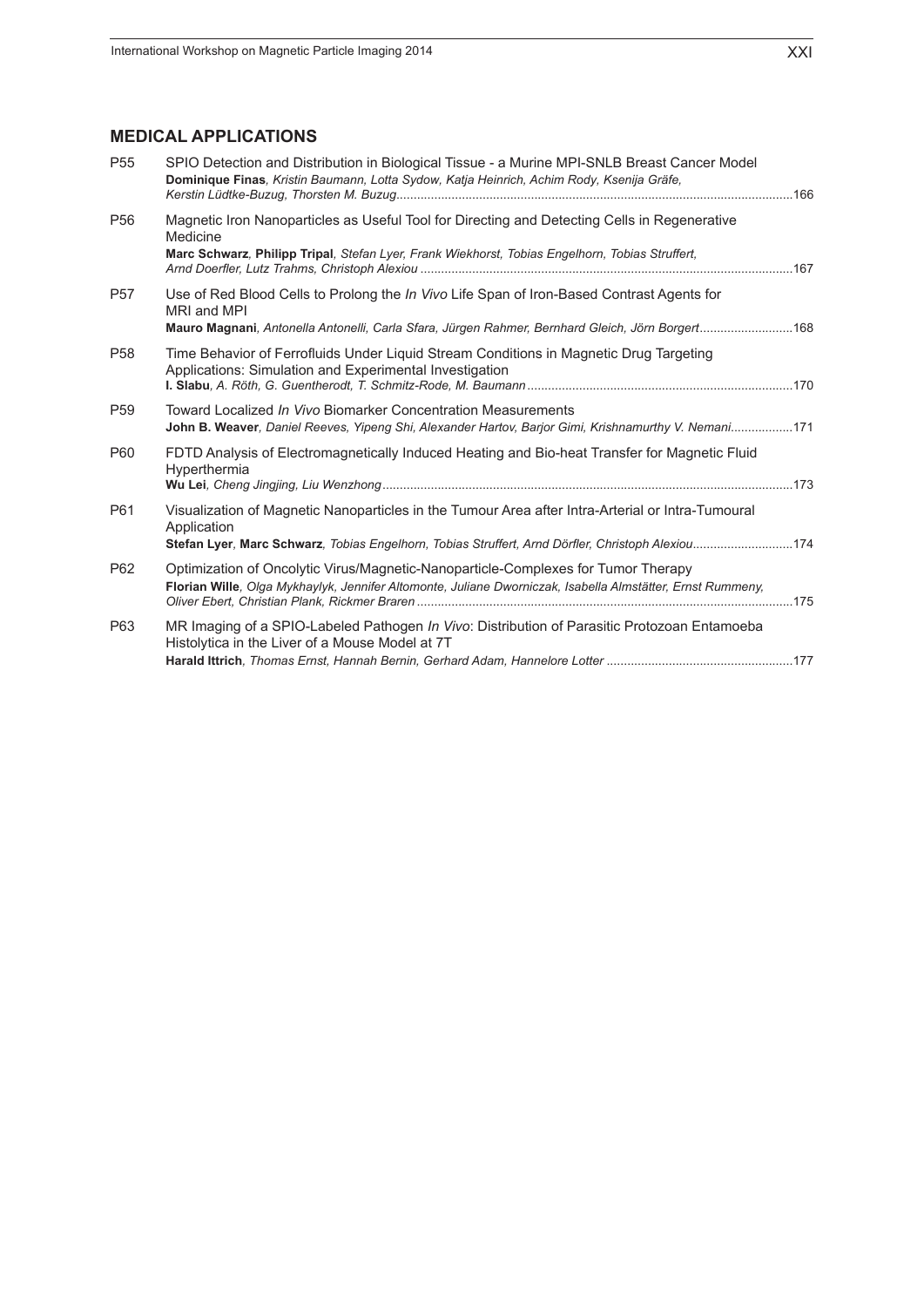## MEDICAL APPLICATIONS

P55 SPIO Detection and Distribution in Biological Tissue - a Murine MPI-SNLB Breast Cancer Model
**Dominique Finas**, *Kristin Baumann, Lotta Sydow, Katja Heinrich, Achim Rody, Ksenija Gräfe, Kerstin Lüdtke-Buzug, Thorsten M. Buzug*..................166

P56 Magnetic Iron Nanoparticles as Useful Tool for Directing and Detecting Cells in Regenerative Medicine
**Marc Schwarz**, **Philipp Tripal**, *Stefan Lyer, Frank Wiekhorst, Tobias Engelhorn, Tobias Struffert, Arnd Doerfler, Lutz Trahms, Christoph Alexiou*..................167

P57 Use of Red Blood Cells to Prolong the *In Vivo* Life Span of Iron-Based Contrast Agents for MRI and MPI
**Mauro Magnani**, *Antonella Antonelli, Carla Sfara, Jürgen Rahmer, Bernhard Gleich, Jörn Borgert*..................168

P58 Time Behavior of Ferrofluids Under Liquid Stream Conditions in Magnetic Drug Targeting Applications: Simulation and Experimental Investigation
**I. Slabu**, *A. Röth, G. Guentherodt, T. Schmitz-Rode, M. Baumann*..................170

P59 Toward Localized *In Vivo* Biomarker Concentration Measurements
**John B. Weaver**, *Daniel Reeves, Yipeng Shi, Alexander Hartov, Barjor Gimi, Krishnamurthy V. Nemani*..................171

P60 FDTD Analysis of Electromagnetically Induced Heating and Bio-heat Transfer for Magnetic Fluid Hyperthermia
**Wu Lei**, *Cheng Jingjing, Liu Wenzhong*..................173

P61 Visualization of Magnetic Nanoparticles in the Tumour Area after Intra-Arterial or Intra-Tumoural Application
**Stefan Lyer**, **Marc Schwarz**, *Tobias Engelhorn, Tobias Struffert, Arnd Dörfler, Christoph Alexiou*..................174

P62 Optimization of Oncolytic Virus/Magnetic-Nanoparticle-Complexes for Tumor Therapy
**Florian Wille**, *Olga Mykhaylyk, Jennifer Altomonte, Juliane Dworniczak, Isabella Almstätter, Ernst Rummeny, Oliver Ebert, Christian Plank, Rickmer Braren*..................175

P63 MR Imaging of a SPIO-Labeled Pathogen *In Vivo*: Distribution of Parasitic Protozoan Entamoeba Histolytica in the Liver of a Mouse Model at 7T
**Harald Ittrich**, *Thomas Ernst, Hannah Bernin, Gerhard Adam, Hannelore Lotter*..................177